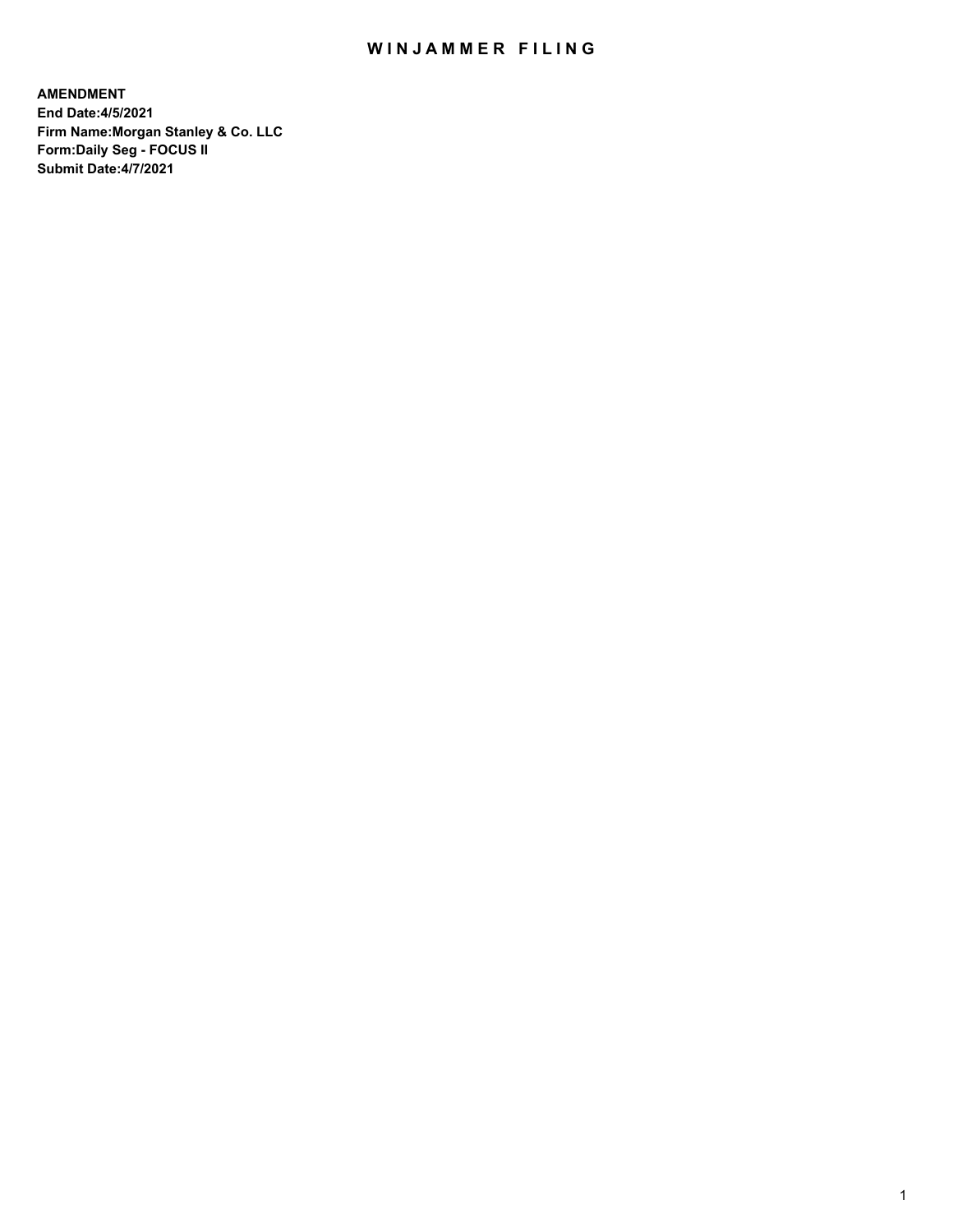# WINJAMMER FILING

**AMENDMENT**
**End Date:4/5/2021**
**Firm Name:Morgan Stanley & Co. LLC**
**Form:Daily Seg - FOCUS II**
**Submit Date:4/7/2021**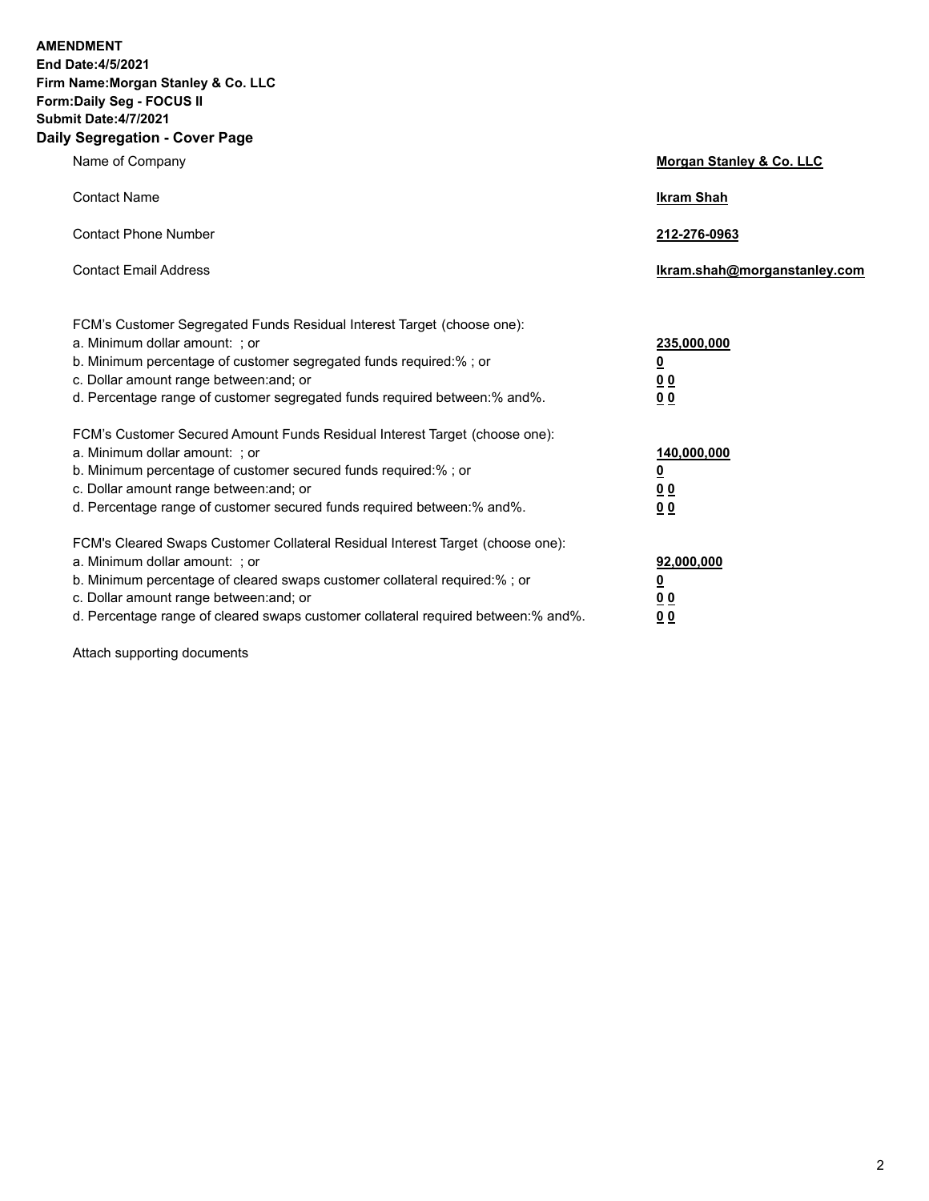**AMENDMENT**
**End Date:4/5/2021**
**Firm Name:Morgan Stanley & Co. LLC**
**Form:Daily Seg - FOCUS II**
**Submit Date:4/7/2021**

## Daily Segregation - Cover Page

| | |
|---|---|
| Name of Company | **Morgan Stanley & Co. LLC** |
| Contact Name | **Ikram Shah** |
| Contact Phone Number | **212-276-0963** |
| Contact Email Address | **Ikram.shah@morganstanley.com** |

FCM's Customer Segregated Funds Residual Interest Target (choose one):

| | |
|---|---|
| a. Minimum dollar amount: ; or | **235,000,000** |
| b. Minimum percentage of customer segregated funds required:% ; or | **0** |
| c. Dollar amount range between:and; or | **0 0** |
| d. Percentage range of customer segregated funds required between:% and%. | **0 0** |

FCM's Customer Secured Amount Funds Residual Interest Target (choose one):

| | |
|---|---|
| a. Minimum dollar amount: ; or | **140,000,000** |
| b. Minimum percentage of customer secured funds required:% ; or | **0** |
| c. Dollar amount range between:and; or | **0 0** |
| d. Percentage range of customer secured funds required between:% and%. | **0 0** |

FCM's Cleared Swaps Customer Collateral Residual Interest Target (choose one):

| | |
|---|---|
| a. Minimum dollar amount: ; or | **92,000,000** |
| b. Minimum percentage of cleared swaps customer collateral required:% ; or | **0** |
| c. Dollar amount range between:and; or | **0 0** |
| d. Percentage range of cleared swaps customer collateral required between:% and%. | **0 0** |

Attach supporting documents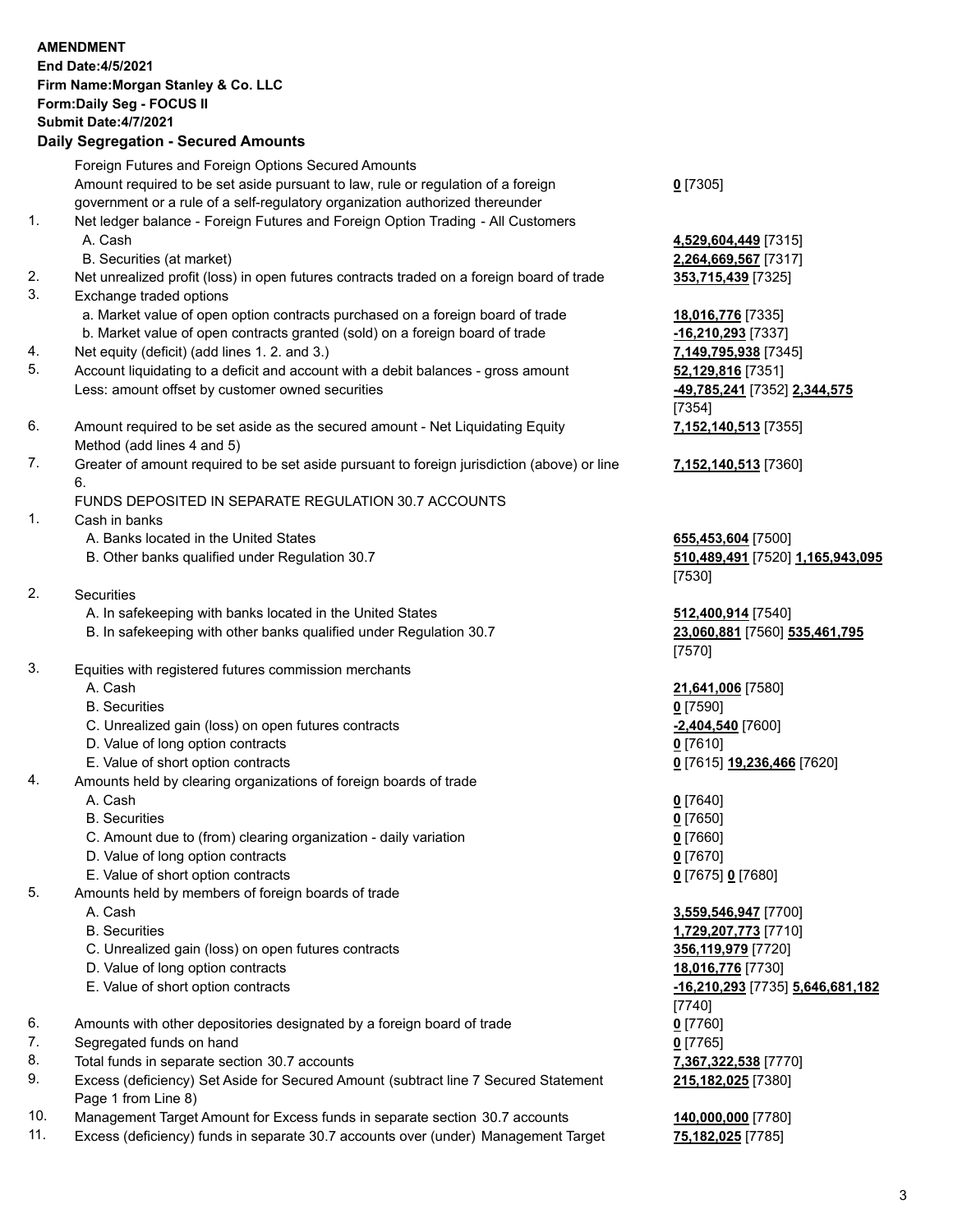**AMENDMENT**
**End Date:4/5/2021**
**Firm Name:Morgan Stanley & Co. LLC**
**Form:Daily Seg - FOCUS II**
**Submit Date:4/7/2021**

## Daily Segregation - Secured Amounts

| | | |
|---|---|---|
| | Foreign Futures and Foreign Options Secured Amounts | |
| | Amount required to be set aside pursuant to law, rule or regulation of a foreign government or a rule of a self-regulatory organization authorized thereunder | **0** [7305] |
| 1. | Net ledger balance - Foreign Futures and Foreign Option Trading - All Customers | |
| | A. Cash | **4,529,604,449** [7315] |
| | B. Securities (at market) | **2,264,669,567** [7317] |
| 2. | Net unrealized profit (loss) in open futures contracts traded on a foreign board of trade | **353,715,439** [7325] |
| 3. | Exchange traded options | |
| | a. Market value of open option contracts purchased on a foreign board of trade | **18,016,776** [7335] |
| | b. Market value of open contracts granted (sold) on a foreign board of trade | **-16,210,293** [7337] |
| 4. | Net equity (deficit) (add lines 1. 2. and 3.) | **7,149,795,938** [7345] |
| 5. | Account liquidating to a deficit and account with a debit balances - gross amount | **52,129,816** [7351] |
| | Less: amount offset by customer owned securities | **-49,785,241** [7352] **2,344,575** [7354] |
| 6. | Amount required to be set aside as the secured amount - Net Liquidating Equity Method (add lines 4 and 5) | **7,152,140,513** [7355] |
| 7. | Greater of amount required to be set aside pursuant to foreign jurisdiction (above) or line 6. | **7,152,140,513** [7360] |
| | FUNDS DEPOSITED IN SEPARATE REGULATION 30.7 ACCOUNTS | |
| 1. | Cash in banks | |
| | A. Banks located in the United States | **655,453,604** [7500] |
| | B. Other banks qualified under Regulation 30.7 | **510,489,491** [7520] **1,165,943,095** [7530] |
| 2. | Securities | |
| | A. In safekeeping with banks located in the United States | **512,400,914** [7540] |
| | B. In safekeeping with other banks qualified under Regulation 30.7 | **23,060,881** [7560] **535,461,795** [7570] |
| 3. | Equities with registered futures commission merchants | |
| | A. Cash | **21,641,006** [7580] |
| | B. Securities | **0** [7590] |
| | C. Unrealized gain (loss) on open futures contracts | **-2,404,540** [7600] |
| | D. Value of long option contracts | **0** [7610] |
| | E. Value of short option contracts | **0** [7615] **19,236,466** [7620] |
| 4. | Amounts held by clearing organizations of foreign boards of trade | |
| | A. Cash | **0** [7640] |
| | B. Securities | **0** [7650] |
| | C. Amount due to (from) clearing organization - daily variation | **0** [7660] |
| | D. Value of long option contracts | **0** [7670] |
| | E. Value of short option contracts | **0** [7675] **0** [7680] |
| 5. | Amounts held by members of foreign boards of trade | |
| | A. Cash | **3,559,546,947** [7700] |
| | B. Securities | **1,729,207,773** [7710] |
| | C. Unrealized gain (loss) on open futures contracts | **356,119,979** [7720] |
| | D. Value of long option contracts | **18,016,776** [7730] |
| | E. Value of short option contracts | **-16,210,293** [7735] **5,646,681,182** [7740] |
| 6. | Amounts with other depositories designated by a foreign board of trade | **0** [7760] |
| 7. | Segregated funds on hand | **0** [7765] |
| 8. | Total funds in separate section 30.7 accounts | **7,367,322,538** [7770] |
| 9. | Excess (deficiency) Set Aside for Secured Amount (subtract line 7 Secured Statement Page 1 from Line 8) | **215,182,025** [7380] |
| 10. | Management Target Amount for Excess funds in separate section 30.7 accounts | **140,000,000** [7780] |
| 11. | Excess (deficiency) funds in separate 30.7 accounts over (under) Management Target | **75,182,025** [7785] |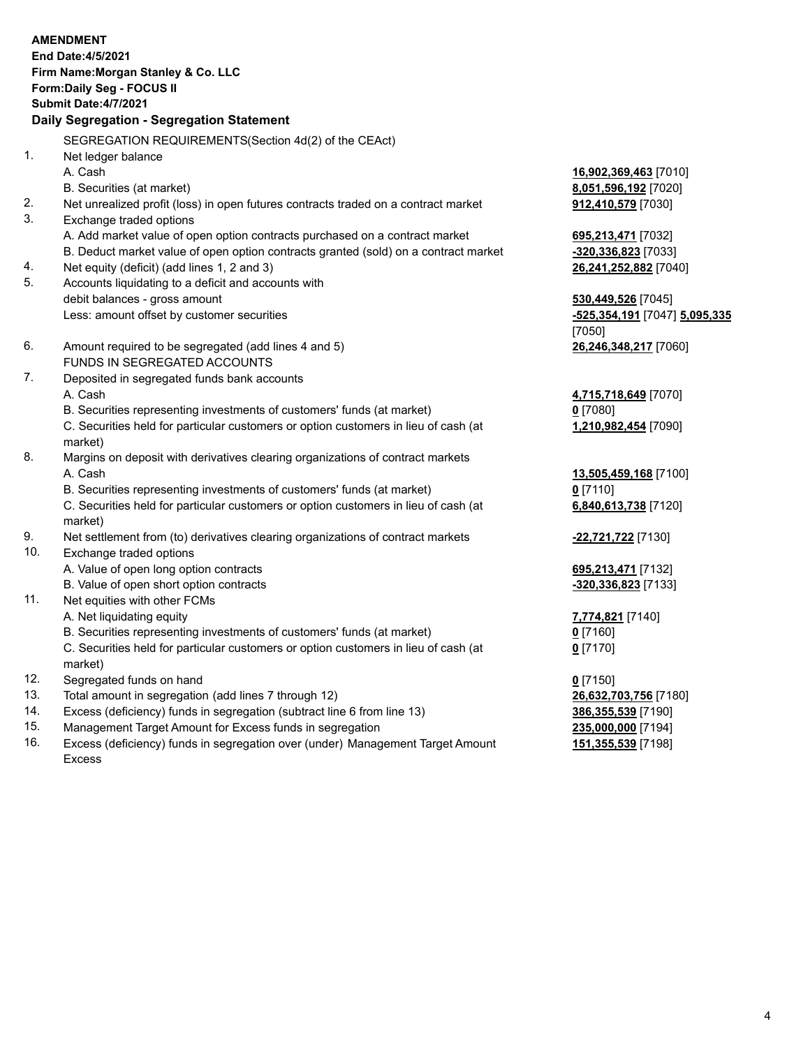**AMENDMENT**
**End Date:4/5/2021**
**Firm Name:Morgan Stanley & Co. LLC**
**Form:Daily Seg - FOCUS II**
**Submit Date:4/7/2021**

## Daily Segregation - Segregation Statement

SEGREGATION REQUIREMENTS(Section 4d(2) of the CEAct)

| | | |
|---|---|---|
| 1. | Net ledger balance | |
| | A. Cash | **16,902,369,463** [7010] |
| | B. Securities (at market) | **8,051,596,192** [7020] |
| 2. | Net unrealized profit (loss) in open futures contracts traded on a contract market | **912,410,579** [7030] |
| 3. | Exchange traded options | |
| | A. Add market value of open option contracts purchased on a contract market | **695,213,471** [7032] |
| | B. Deduct market value of open option contracts granted (sold) on a contract market | **-320,336,823** [7033] |
| 4. | Net equity (deficit) (add lines 1, 2 and 3) | **26,241,252,882** [7040] |
| 5. | Accounts liquidating to a deficit and accounts with debit balances - gross amount | **530,449,526** [7045] |
| | Less: amount offset by customer securities | **-525,354,191** [7047] **5,095,335** [7050] |
| 6. | Amount required to be segregated (add lines 4 and 5) | **26,246,348,217** [7060] |
| | FUNDS IN SEGREGATED ACCOUNTS | |
| 7. | Deposited in segregated funds bank accounts | |
| | A. Cash | **4,715,718,649** [7070] |
| | B. Securities representing investments of customers' funds (at market) | **0** [7080] |
| | C. Securities held for particular customers or option customers in lieu of cash (at market) | **1,210,982,454** [7090] |
| 8. | Margins on deposit with derivatives clearing organizations of contract markets | |
| | A. Cash | **13,505,459,168** [7100] |
| | B. Securities representing investments of customers' funds (at market) | **0** [7110] |
| | C. Securities held for particular customers or option customers in lieu of cash (at market) | **6,840,613,738** [7120] |
| 9. | Net settlement from (to) derivatives clearing organizations of contract markets | **-22,721,722** [7130] |
| 10. | Exchange traded options | |
| | A. Value of open long option contracts | **695,213,471** [7132] |
| | B. Value of open short option contracts | **-320,336,823** [7133] |
| 11. | Net equities with other FCMs | |
| | A. Net liquidating equity | **7,774,821** [7140] |
| | B. Securities representing investments of customers' funds (at market) | **0** [7160] |
| | C. Securities held for particular customers or option customers in lieu of cash (at market) | **0** [7170] |
| 12. | Segregated funds on hand | **0** [7150] |
| 13. | Total amount in segregation (add lines 7 through 12) | **26,632,703,756** [7180] |
| 14. | Excess (deficiency) funds in segregation (subtract line 6 from line 13) | **386,355,539** [7190] |
| 15. | Management Target Amount for Excess funds in segregation | **235,000,000** [7194] |
| 16. | Excess (deficiency) funds in segregation over (under) Management Target Amount Excess | **151,355,539** [7198] |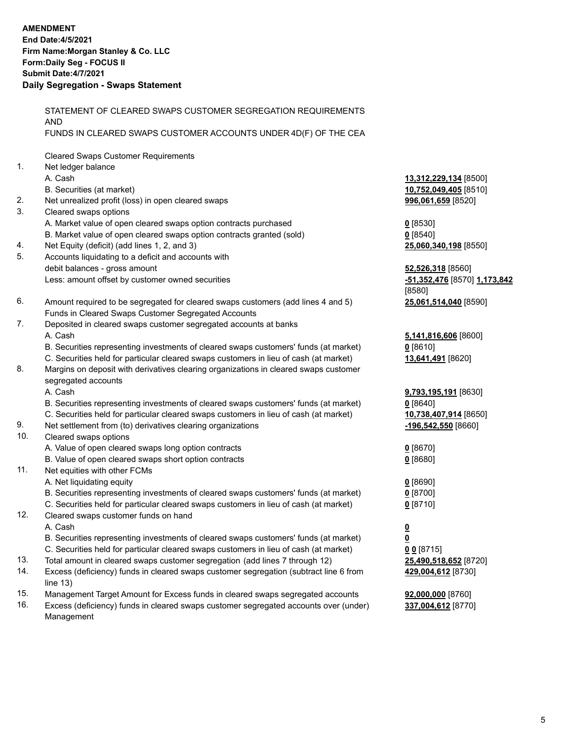**AMENDMENT**
**End Date:4/5/2021**
**Firm Name:Morgan Stanley & Co. LLC**
**Form:Daily Seg - FOCUS II**
**Submit Date:4/7/2021**
**Daily Segregation - Swaps Statement**

STATEMENT OF CLEARED SWAPS CUSTOMER SEGREGATION REQUIREMENTS AND FUNDS IN CLEARED SWAPS CUSTOMER ACCOUNTS UNDER 4D(F) OF THE CEA

| | | |
|---|---|---|
| | Cleared Swaps Customer Requirements | |
| 1. | Net ledger balance | |
| | A. Cash | **13,312,229,134** [8500] |
| | B. Securities (at market) | **10,752,049,405** [8510] |
| 2. | Net unrealized profit (loss) in open cleared swaps | **996,061,659** [8520] |
| 3. | Cleared swaps options | |
| | A. Market value of open cleared swaps option contracts purchased | **0** [8530] |
| | B. Market value of open cleared swaps option contracts granted (sold) | **0** [8540] |
| 4. | Net Equity (deficit) (add lines 1, 2, and 3) | **25,060,340,198** [8550] |
| 5. | Accounts liquidating to a deficit and accounts with debit balances - gross amount | **52,526,318** [8560] |
| | Less: amount offset by customer owned securities | **-51,352,476** [8570] **1,173,842** [8580] |
| 6. | Amount required to be segregated for cleared swaps customers (add lines 4 and 5) | **25,061,514,040** [8590] |
| | Funds in Cleared Swaps Customer Segregated Accounts | |
| 7. | Deposited in cleared swaps customer segregated accounts at banks | |
| | A. Cash | **5,141,816,606** [8600] |
| | B. Securities representing investments of cleared swaps customers' funds (at market) | **0** [8610] |
| | C. Securities held for particular cleared swaps customers in lieu of cash (at market) | **13,641,491** [8620] |
| 8. | Margins on deposit with derivatives clearing organizations in cleared swaps customer segregated accounts | |
| | A. Cash | **9,793,195,191** [8630] |
| | B. Securities representing investments of cleared swaps customers' funds (at market) | **0** [8640] |
| | C. Securities held for particular cleared swaps customers in lieu of cash (at market) | **10,738,407,914** [8650] |
| 9. | Net settlement from (to) derivatives clearing organizations | **-196,542,550** [8660] |
| 10. | Cleared swaps options | |
| | A. Value of open cleared swaps long option contracts | **0** [8670] |
| | B. Value of open cleared swaps short option contracts | **0** [8680] |
| 11. | Net equities with other FCMs | |
| | A. Net liquidating equity | **0** [8690] |
| | B. Securities representing investments of cleared swaps customers' funds (at market) | **0** [8700] |
| | C. Securities held for particular cleared swaps customers in lieu of cash (at market) | **0** [8710] |
| 12. | Cleared swaps customer funds on hand | |
| | A. Cash | **0** |
| | B. Securities representing investments of cleared swaps customers' funds (at market) | **0** |
| | C. Securities held for particular cleared swaps customers in lieu of cash (at market) | **0** **0** [8715] |
| 13. | Total amount in cleared swaps customer segregation (add lines 7 through 12) | **25,490,518,652** [8720] |
| 14. | Excess (deficiency) funds in cleared swaps customer segregation (subtract line 6 from line 13) | **429,004,612** [8730] |
| 15. | Management Target Amount for Excess funds in cleared swaps segregated accounts | **92,000,000** [8760] |
| 16. | Excess (deficiency) funds in cleared swaps customer segregated accounts over (under) Management | **337,004,612** [8770] |